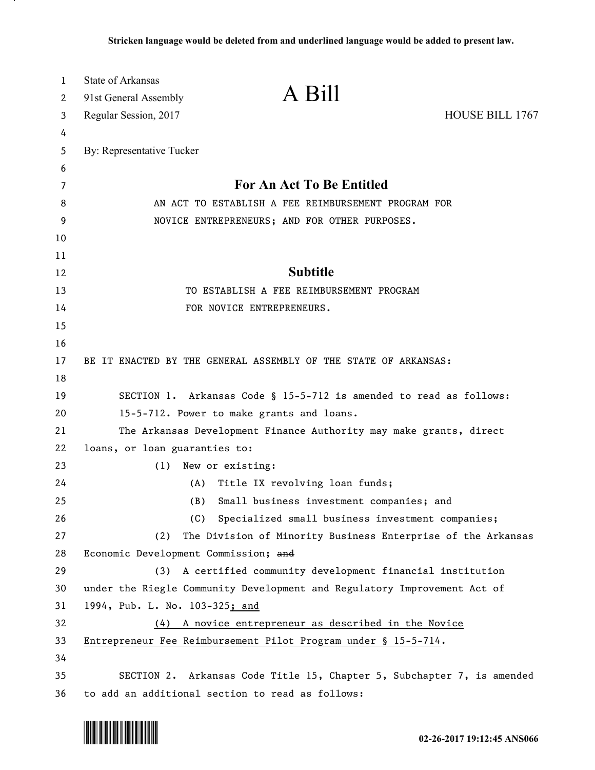**Stricken language would be deleted from and underlined language would be added to present law.**

State of Arkansas
91st General Assembly
Regular Session, 2017

# A Bill

HOUSE BILL 1767

By: Representative Tucker

## For An Act To Be Entitled

AN ACT TO ESTABLISH A FEE REIMBURSEMENT PROGRAM FOR NOVICE ENTREPRENEURS; AND FOR OTHER PURPOSES.

## Subtitle

TO ESTABLISH A FEE REIMBURSEMENT PROGRAM FOR NOVICE ENTREPRENEURS.

BE IT ENACTED BY THE GENERAL ASSEMBLY OF THE STATE OF ARKANSAS:

SECTION 1. Arkansas Code § 15-5-712 is amended to read as follows:

15-5-712. Power to make grants and loans.

The Arkansas Development Finance Authority may make grants, direct loans, or loan guaranties to:

(1) New or existing:

(A) Title IX revolving loan funds;

(B) Small business investment companies; and

(C) Specialized small business investment companies;

(2) The Division of Minority Business Enterprise of the Arkansas Economic Development Commission; ~~and~~

(3) A certified community development financial institution under the Riegle Community Development and Regulatory Improvement Act of 1994, Pub. L. No. 103-325<u>; and</u>

<u>(4) A novice entrepreneur as described in the Novice Entrepreneur Fee Reimbursement Pilot Program under § 15-5-714</u>.

SECTION 2. Arkansas Code Title 15, Chapter 5, Subchapter 7, is amended to add an additional section to read as follows:

02-26-2017 19:12:45 ANS066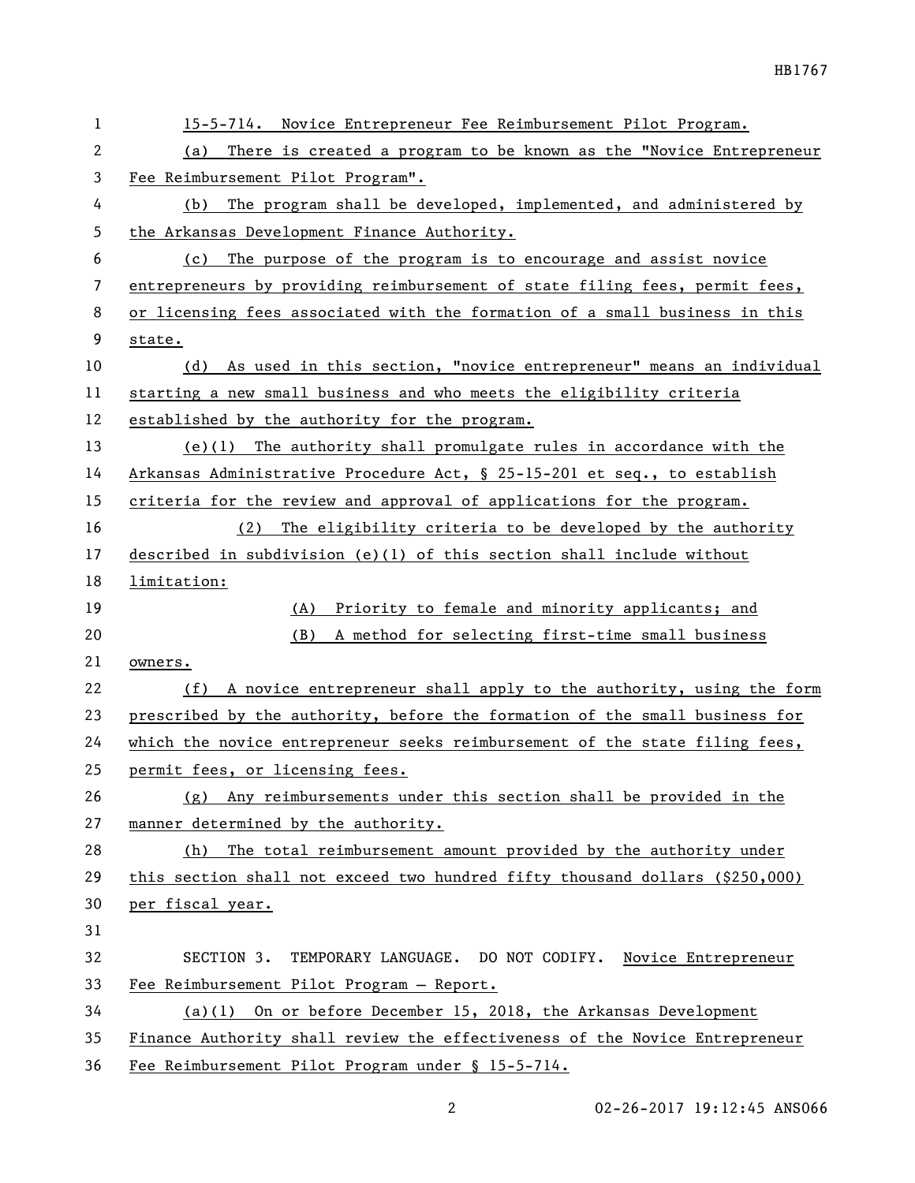15-5-714. Novice Entrepreneur Fee Reimbursement Pilot Program.

(a) There is created a program to be known as the "Novice Entrepreneur Fee Reimbursement Pilot Program".

(b) The program shall be developed, implemented, and administered by the Arkansas Development Finance Authority.

(c) The purpose of the program is to encourage and assist novice entrepreneurs by providing reimbursement of state filing fees, permit fees, or licensing fees associated with the formation of a small business in this state.

(d) As used in this section, "novice entrepreneur" means an individual starting a new small business and who meets the eligibility criteria established by the authority for the program.

(e)(1) The authority shall promulgate rules in accordance with the Arkansas Administrative Procedure Act, § 25-15-201 et seq., to establish criteria for the review and approval of applications for the program.

(2) The eligibility criteria to be developed by the authority described in subdivision (e)(1) of this section shall include without limitation:

(A) Priority to female and minority applicants; and

(B) A method for selecting first-time small business owners.

(f) A novice entrepreneur shall apply to the authority, using the form prescribed by the authority, before the formation of the small business for which the novice entrepreneur seeks reimbursement of the state filing fees, permit fees, or licensing fees.

(g) Any reimbursements under this section shall be provided in the manner determined by the authority.

(h) The total reimbursement amount provided by the authority under this section shall not exceed two hundred fifty thousand dollars ($250,000) per fiscal year.

SECTION 3. TEMPORARY LANGUAGE. DO NOT CODIFY. Novice Entrepreneur Fee Reimbursement Pilot Program — Report.

(a)(1) On or before December 15, 2018, the Arkansas Development Finance Authority shall review the effectiveness of the Novice Entrepreneur Fee Reimbursement Pilot Program under § 15-5-714.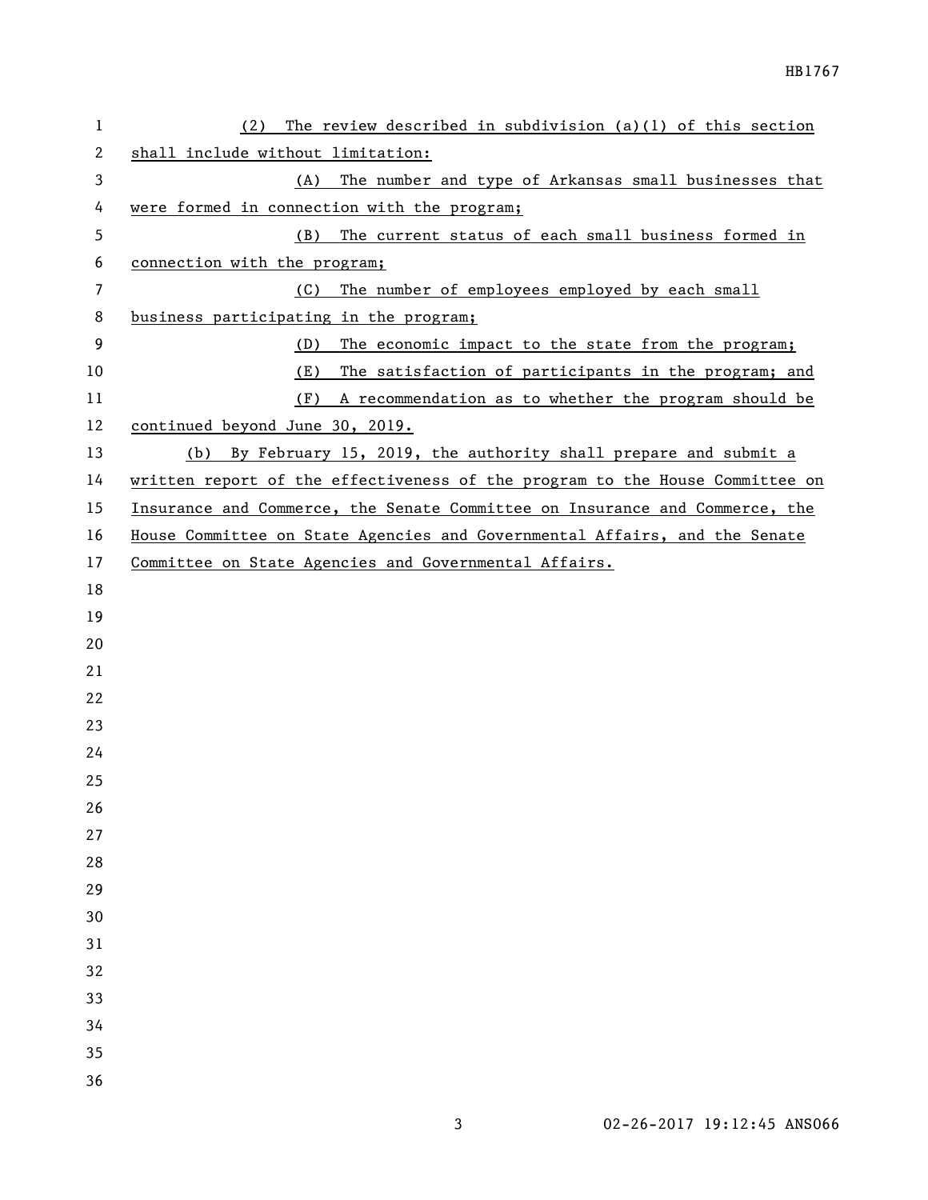(2) The review described in subdivision (a)(1) of this section shall include without limitation:

(A) The number and type of Arkansas small businesses that were formed in connection with the program;

(B) The current status of each small business formed in connection with the program;

(C) The number of employees employed by each small business participating in the program;

(D) The economic impact to the state from the program;

(E) The satisfaction of participants in the program; and

(F) A recommendation as to whether the program should be continued beyond June 30, 2019.

(b) By February 15, 2019, the authority shall prepare and submit a written report of the effectiveness of the program to the House Committee on Insurance and Commerce, the Senate Committee on Insurance and Commerce, the House Committee on State Agencies and Governmental Affairs, and the Senate Committee on State Agencies and Governmental Affairs.